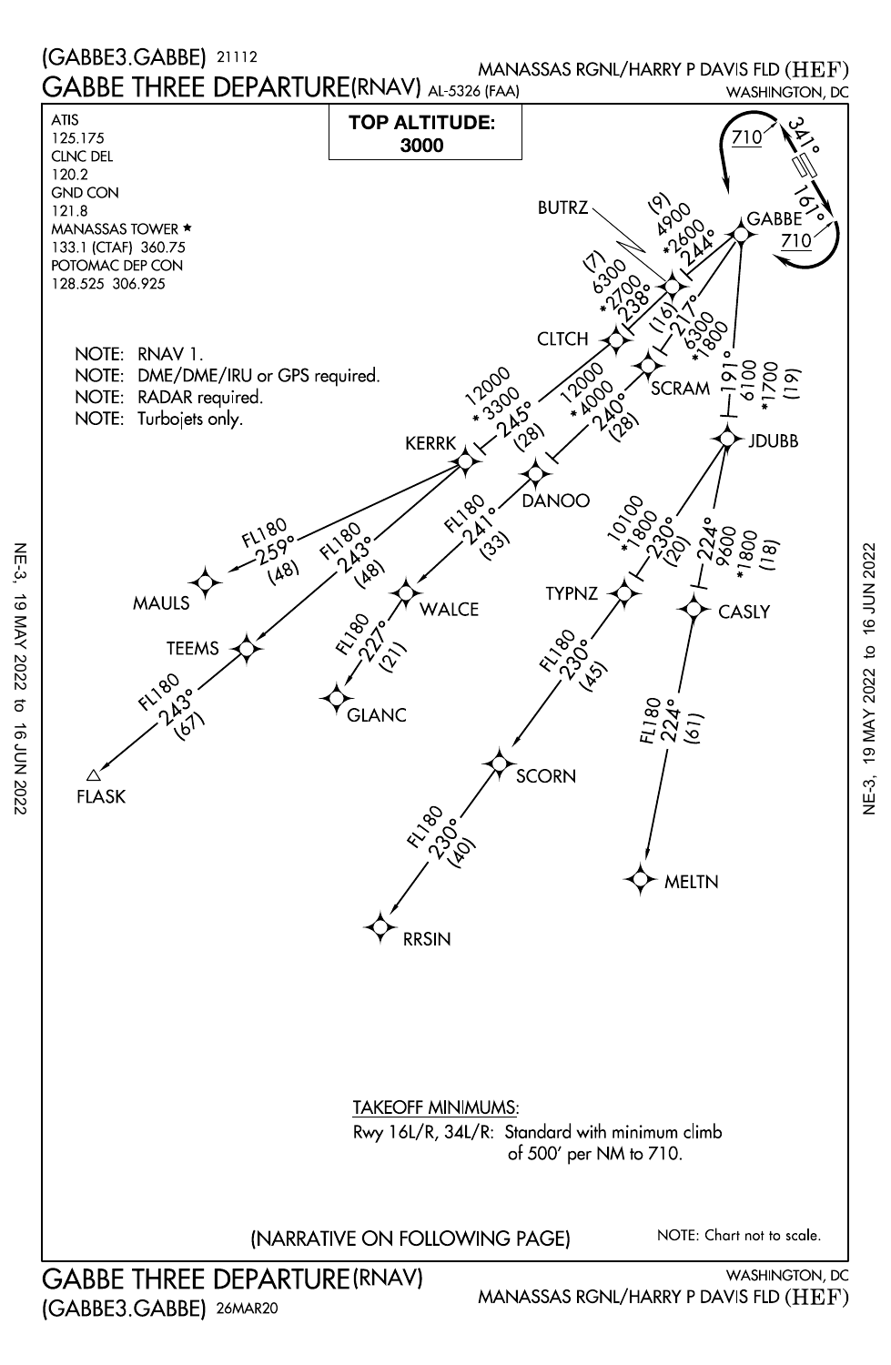(GABBE3.GABBE) 21112

# GABBE THREE DEPARTURE (RNAV)

AL-5326 (FAA)

MANASSAS RGNL/HARRY P DAVIS FLD (HEF)
WASHINGTON, DC

**TOP ALTITUDE: 3000**

ATIS
125.175
CLNC DEL
120.2
GND CON
121.8
MANASSAS TOWER ★
133.1 (CTAF) 360.75
POTOMAC DEP CON
128.525 306.925

NOTE: RNAV 1.
NOTE: DME/DME/IRU or GPS required.
NOTE: RADAR required.
NOTE: Turbojets only.

GABBE: 710, 341°, 161°, 710

GABBE to BUTRZ: 244° (9) 4900 *2600
BUTRZ to CLTCH: 238° (7) 6300 *2700
CLTCH to KERRK: 245° (28) 12000 *3300
GABBE to SCRAM: 217° (16) 6300 *1800
SCRAM to DANOO: 240° (28) 12000 *4000
GABBE to JDUBB: 191° (19) 6100 *1700
KERRK to MAULS: FL180 259° (48)
KERRK to TEEMS: FL180 243° (48)
TEEMS to FLASK: FL180 243° (67)
DANOO to WALCE: FL180 241° (33)
WALCE to GLANC: FL180 227° (21)
JDUBB to TYPNZ: 230° (20) 10100 *1800
TYPNZ to SCORN: FL180 230° (45)
SCORN to RRSIN: FL180 230° (40)
JDUBB to CASLY: 224° (18) 9600 *1800
CASLY to MELTN: FL180 224° (61)

TAKEOFF MINIMUMS:
Rwy 16L/R, 34L/R: Standard with minimum climb of 500' per NM to 710.

(NARRATIVE ON FOLLOWING PAGE)

NOTE: Chart not to scale.

GABBE THREE DEPARTURE (RNAV)
(GABBE3.GABBE) 26MAR20

WASHINGTON, DC
MANASSAS RGNL/HARRY P DAVIS FLD (HEF)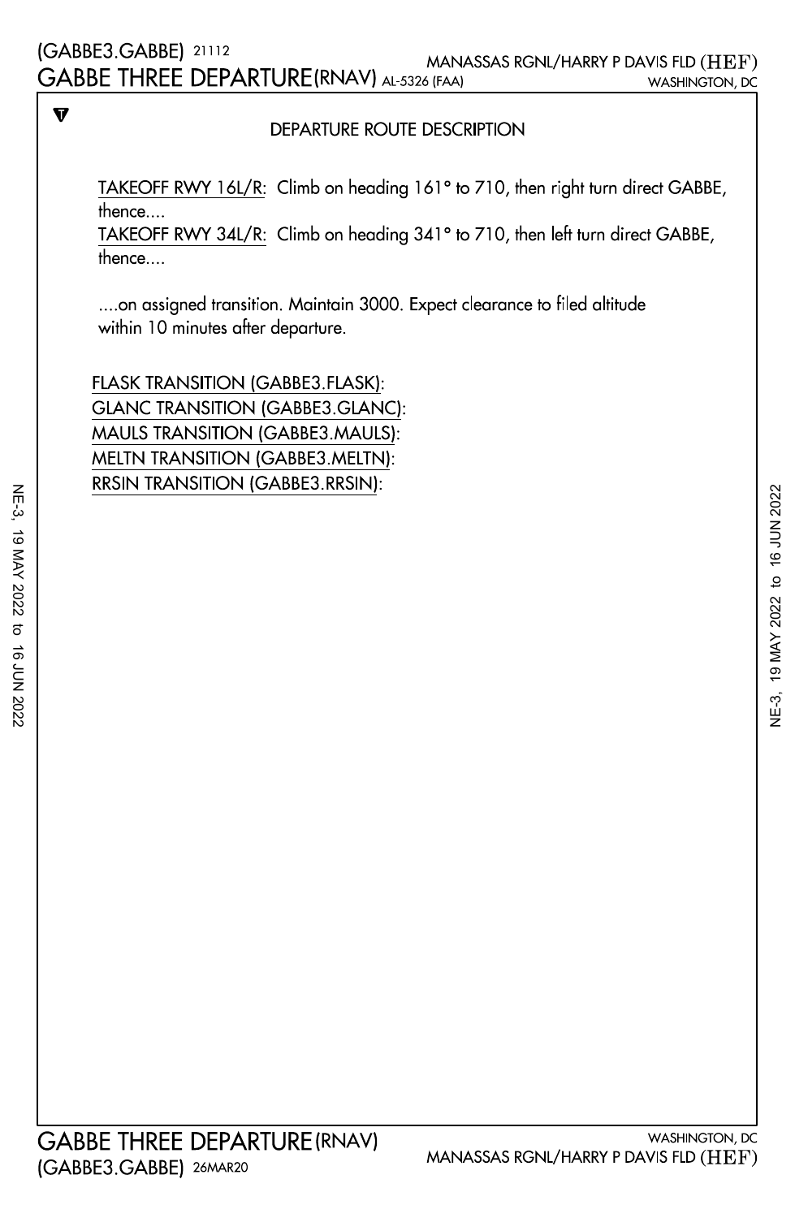# (GABBE3.GABBE) 21112
# GABBE THREE DEPARTURE (RNAV) AL-5326 (FAA)

MANASSAS RGNL/HARRY P DAVIS FLD (HEF)
WASHINGTON, DC

## DEPARTURE ROUTE DESCRIPTION

TAKEOFF RWY 16L/R: Climb on heading 161° to 710, then right turn direct GABBE, thence....

TAKEOFF RWY 34L/R: Climb on heading 341° to 710, then left turn direct GABBE, thence....

....on assigned transition. Maintain 3000. Expect clearance to filed altitude within 10 minutes after departure.

FLASK TRANSITION (GABBE3.FLASK):

GLANC TRANSITION (GABBE3.GLANC):

MAULS TRANSITION (GABBE3.MAULS):

MELTN TRANSITION (GABBE3.MELTN):

RRSIN TRANSITION (GABBE3.RRSIN):

GABBE THREE DEPARTURE (RNAV)
(GABBE3.GABBE) 26MAR20

WASHINGTON, DC
MANASSAS RGNL/HARRY P DAVIS FLD (HEF)